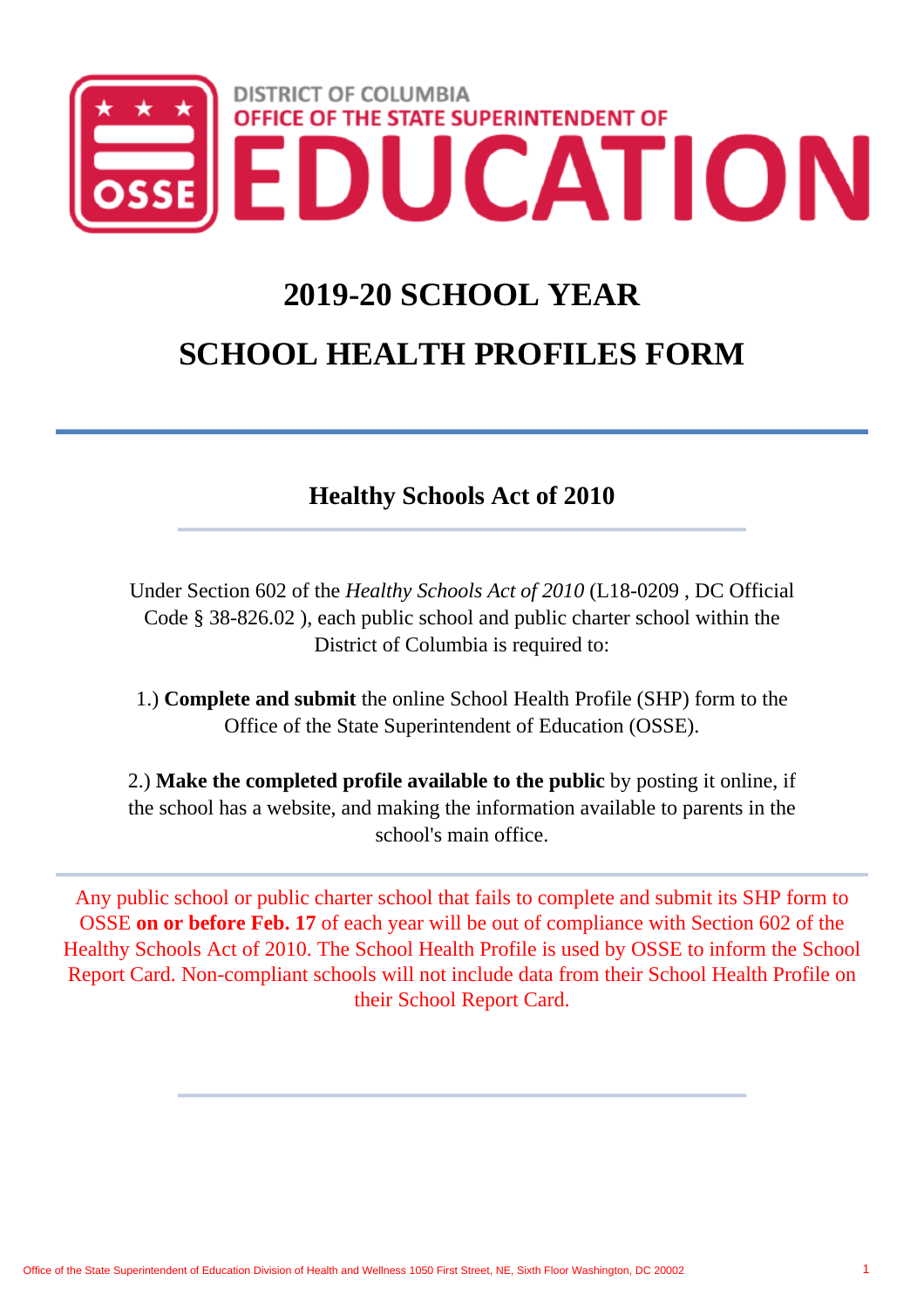DISTRICT OF COLUMBIA
OFFICE OF THE STATE SUPERINTENDENT OF
EDUCATION

# 2019-20 SCHOOL YEAR

# SCHOOL HEALTH PROFILES FORM

## Healthy Schools Act of 2010

Under Section 602 of the *Healthy Schools Act of 2010* (L18-0209 , DC Official Code § 38-826.02 ), each public school and public charter school within the District of Columbia is required to:

1.) **Complete and submit** the online School Health Profile (SHP) form to the Office of the State Superintendent of Education (OSSE).

2.) **Make the completed profile available to the public** by posting it online, if the school has a website, and making the information available to parents in the school's main office.

Any public school or public charter school that fails to complete and submit its SHP form to OSSE **on or before Feb. 17** of each year will be out of compliance with Section 602 of the Healthy Schools Act of 2010. The School Health Profile is used by OSSE to inform the School Report Card. Non-compliant schools will not include data from their School Health Profile on their School Report Card.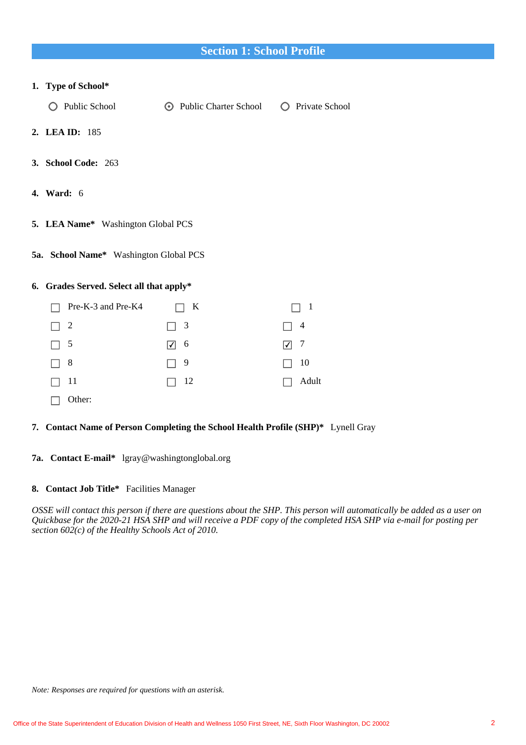## Section 1: School Profile

**1. Type of School***

○ Public School ◉ Public Charter School ○ Private School

**2. LEA ID:** 185

**3. School Code:** 263

**4. Ward:** 6

**5. LEA Name*** Washington Global PCS

**5a. School Name*** Washington Global PCS

**6. Grades Served. Select all that apply***

| | | |
|---|---|---|
| ☐ Pre-K-3 and Pre-K4 | ☐ K | ☐ 1 |
| ☐ 2 | ☐ 3 | ☐ 4 |
| ☐ 5 | ☑ 6 | ☑ 7 |
| ☐ 8 | ☐ 9 | ☐ 10 |
| ☐ 11 | ☐ 12 | ☐ Adult |
| ☐ Other: | | |

**7. Contact Name of Person Completing the School Health Profile (SHP)*** Lynell Gray

**7a. Contact E-mail*** lgray@washingtonglobal.org

**8. Contact Job Title*** Facilities Manager

*OSSE will contact this person if there are questions about the SHP. This person will automatically be added as a user on Quickbase for the 2020-21 HSA SHP and will receive a PDF copy of the completed HSA SHP via e-mail for posting per section 602(c) of the Healthy Schools Act of 2010.*

*Note: Responses are required for questions with an asterisk.*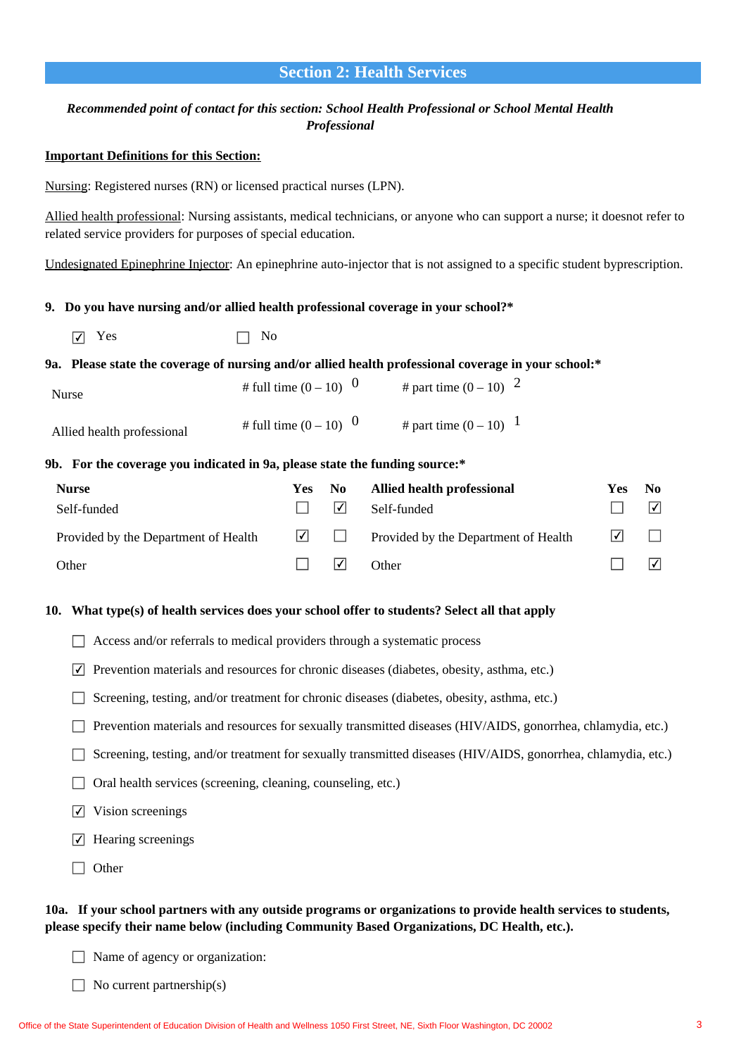## Section 2: Health Services

*Recommended point of contact for this section: School Health Professional or School Mental Health Professional*

**Important Definitions for this Section:**

Nursing: Registered nurses (RN) or licensed practical nurses (LPN).

Allied health professional: Nursing assistants, medical technicians, or anyone who can support a nurse; it doesnot refer to related service providers for purposes of special education.

Undesignated Epinephrine Injector: An epinephrine auto-injector that is not assigned to a specific student byprescription.

**9. Do you have nursing and/or allied health professional coverage in your school?***

- [x] Yes
- [ ] No

**9a. Please state the coverage of nursing and/or allied health professional coverage in your school:***

| | # full time (0 – 10) | # part time (0 – 10) |
|---|---|---|
| Nurse | 0 | 2 |
| Allied health professional | 0 | 1 |

**9b. For the coverage you indicated in 9a, please state the funding source:***

| Nurse | Yes | No | Allied health professional | Yes | No |
|---|---|---|---|---|---|
| Self-funded | ☐ | ☑ | Self-funded | ☐ | ☑ |
| Provided by the Department of Health | ☑ | ☐ | Provided by the Department of Health | ☑ | ☐ |
| Other | ☐ | ☑ | Other | ☐ | ☑ |

**10. What type(s) of health services does your school offer to students? Select all that apply**

- [ ] Access and/or referrals to medical providers through a systematic process
- [x] Prevention materials and resources for chronic diseases (diabetes, obesity, asthma, etc.)
- [ ] Screening, testing, and/or treatment for chronic diseases (diabetes, obesity, asthma, etc.)
- [ ] Prevention materials and resources for sexually transmitted diseases (HIV/AIDS, gonorrhea, chlamydia, etc.)
- [ ] Screening, testing, and/or treatment for sexually transmitted diseases (HIV/AIDS, gonorrhea, chlamydia, etc.)
- [ ] Oral health services (screening, cleaning, counseling, etc.)
- [x] Vision screenings
- [x] Hearing screenings
- [ ] Other

**10a. If your school partners with any outside programs or organizations to provide health services to students, please specify their name below (including Community Based Organizations, DC Health, etc.).**

- [ ] Name of agency or organization:
- [ ] No current partnership(s)

Office of the State Superintendent of Education Division of Health and Wellness 1050 First Street, NE, Sixth Floor Washington, DC 20002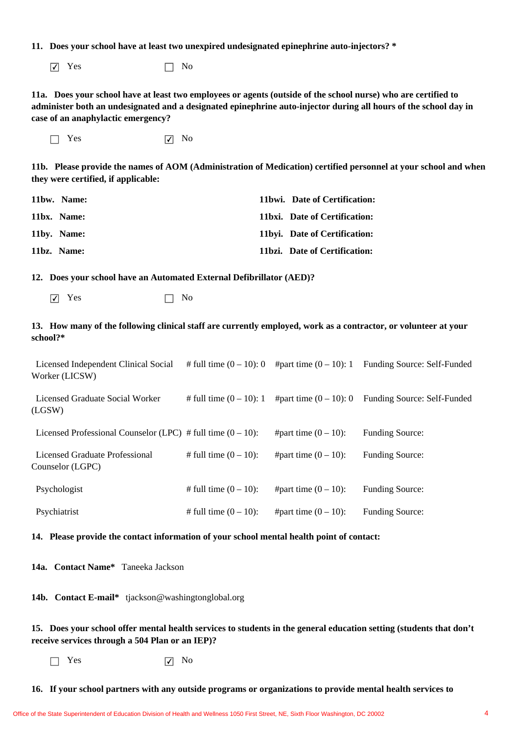**11. Does your school have at least two unexpired undesignated epinephrine auto-injectors? ***

☑ Yes ☐ No

**11a. Does your school have at least two employees or agents (outside of the school nurse) who are certified to administer both an undesignated and a designated epinephrine auto-injector during all hours of the school day in case of an anaphylactic emergency?**

☐ Yes ☑ No

**11b. Please provide the names of AOM (Administration of Medication) certified personnel at your school and when they were certified, if applicable:**

| | |
|---|---|
| **11bw. Name:** | **11bwi. Date of Certification:** |
| **11bx. Name:** | **11bxi. Date of Certification:** |
| **11by. Name:** | **11byi. Date of Certification:** |
| **11bz. Name:** | **11bzi. Date of Certification:** |

**12. Does your school have an Automated External Defibrillator (AED)?**

☑ Yes ☐ No

**13. How many of the following clinical staff are currently employed, work as a contractor, or volunteer at your school?***

| Staff | # full time (0 – 10) | #part time (0 – 10) | Funding Source |
|---|---|---|---|
| Licensed Independent Clinical Social Worker (LICSW) | 0 | 1 | Self-Funded |
| Licensed Graduate Social Worker (LGSW) | 1 | 0 | Self-Funded |
| Licensed Professional Counselor (LPC) | | | |
| Licensed Graduate Professional Counselor (LGPC) | | | |
| Psychologist | | | |
| Psychiatrist | | | |

**14. Please provide the contact information of your school mental health point of contact:**

**14a. Contact Name*** Taneeka Jackson

**14b. Contact E-mail*** tjackson@washingtonglobal.org

**15. Does your school offer mental health services to students in the general education setting (students that don't receive services through a 504 Plan or an IEP)?**

☐ Yes ☑ No

**16. If your school partners with any outside programs or organizations to provide mental health services to**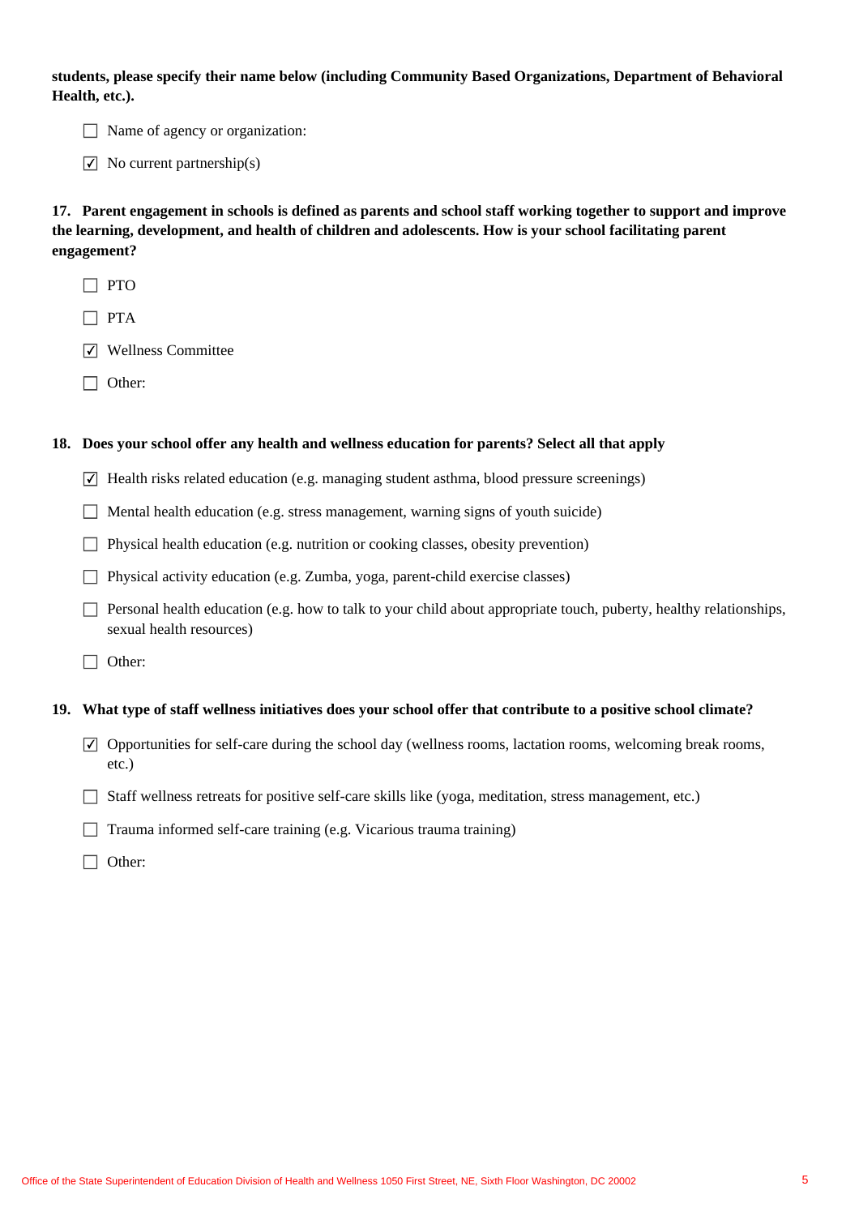**students, please specify their name below (including Community Based Organizations, Department of Behavioral Health, etc.).**

- ☐ Name of agency or organization:
- ☑ No current partnership(s)

**17. Parent engagement in schools is defined as parents and school staff working together to support and improve the learning, development, and health of children and adolescents. How is your school facilitating parent engagement?**

- ☐ PTO
- ☐ PTA
- ☑ Wellness Committee
- ☐ Other:

**18. Does your school offer any health and wellness education for parents? Select all that apply**

- ☑ Health risks related education (e.g. managing student asthma, blood pressure screenings)
- ☐ Mental health education (e.g. stress management, warning signs of youth suicide)
- ☐ Physical health education (e.g. nutrition or cooking classes, obesity prevention)
- ☐ Physical activity education (e.g. Zumba, yoga, parent-child exercise classes)
- ☐ Personal health education (e.g. how to talk to your child about appropriate touch, puberty, healthy relationships, sexual health resources)
- ☐ Other:

**19. What type of staff wellness initiatives does your school offer that contribute to a positive school climate?**

- ☑ Opportunities for self-care during the school day (wellness rooms, lactation rooms, welcoming break rooms, etc.)
- ☐ Staff wellness retreats for positive self-care skills like (yoga, meditation, stress management, etc.)
- ☐ Trauma informed self-care training (e.g. Vicarious trauma training)
- ☐ Other: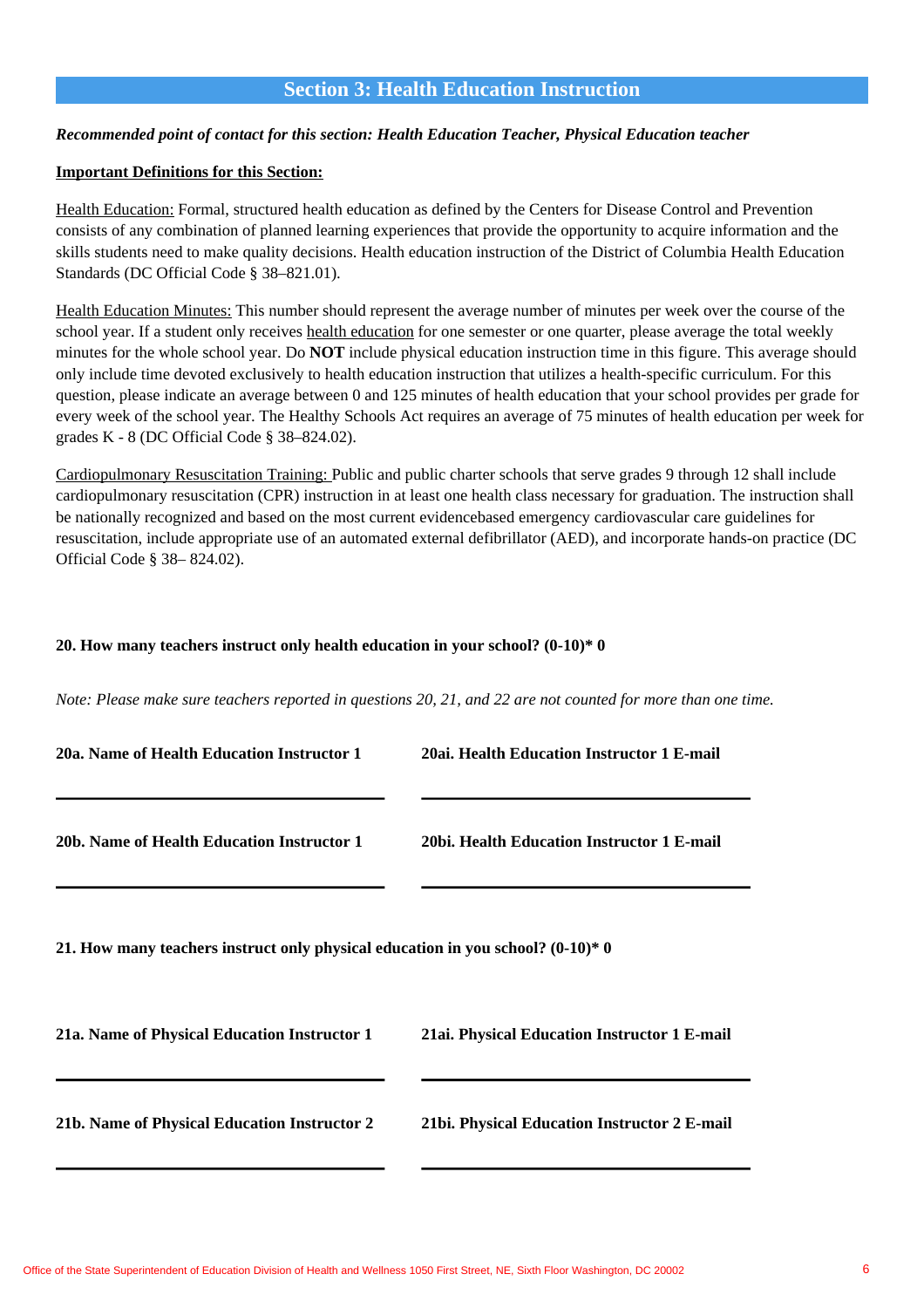## Section 3: Health Education Instruction

***Recommended point of contact for this section: Health Education Teacher, Physical Education teacher***

**Important Definitions for this Section:**

Health Education: Formal, structured health education as defined by the Centers for Disease Control and Prevention consists of any combination of planned learning experiences that provide the opportunity to acquire information and the skills students need to make quality decisions. Health education instruction of the District of Columbia Health Education Standards (DC Official Code § 38–821.01).

Health Education Minutes: This number should represent the average number of minutes per week over the course of the school year. If a student only receives health education for one semester or one quarter, please average the total weekly minutes for the whole school year. Do **NOT** include physical education instruction time in this figure. This average should only include time devoted exclusively to health education instruction that utilizes a health-specific curriculum. For this question, please indicate an average between 0 and 125 minutes of health education that your school provides per grade for every week of the school year. The Healthy Schools Act requires an average of 75 minutes of health education per week for grades K - 8 (DC Official Code § 38–824.02).

Cardiopulmonary Resuscitation Training: Public and public charter schools that serve grades 9 through 12 shall include cardiopulmonary resuscitation (CPR) instruction in at least one health class necessary for graduation. The instruction shall be nationally recognized and based on the most current evidencebased emergency cardiovascular care guidelines for resuscitation, include appropriate use of an automated external defibrillator (AED), and incorporate hands-on practice (DC Official Code § 38– 824.02).

**20. How many teachers instruct only health education in your school? (0-10)* 0**

*Note: Please make sure teachers reported in questions 20, 21, and 22 are not counted for more than one time.*

**20a. Name of Health Education Instructor 1**

______________________

**20ai. Health Education Instructor 1 E-mail**

______________________

**20b. Name of Health Education Instructor 1**

______________________

**20bi. Health Education Instructor 1 E-mail**

______________________

**21. How many teachers instruct only physical education in you school? (0-10)* 0**

**21a. Name of Physical Education Instructor 1**

______________________

**21ai. Physical Education Instructor 1 E-mail**

______________________

**21b. Name of Physical Education Instructor 2**

______________________

**21bi. Physical Education Instructor 2 E-mail**

______________________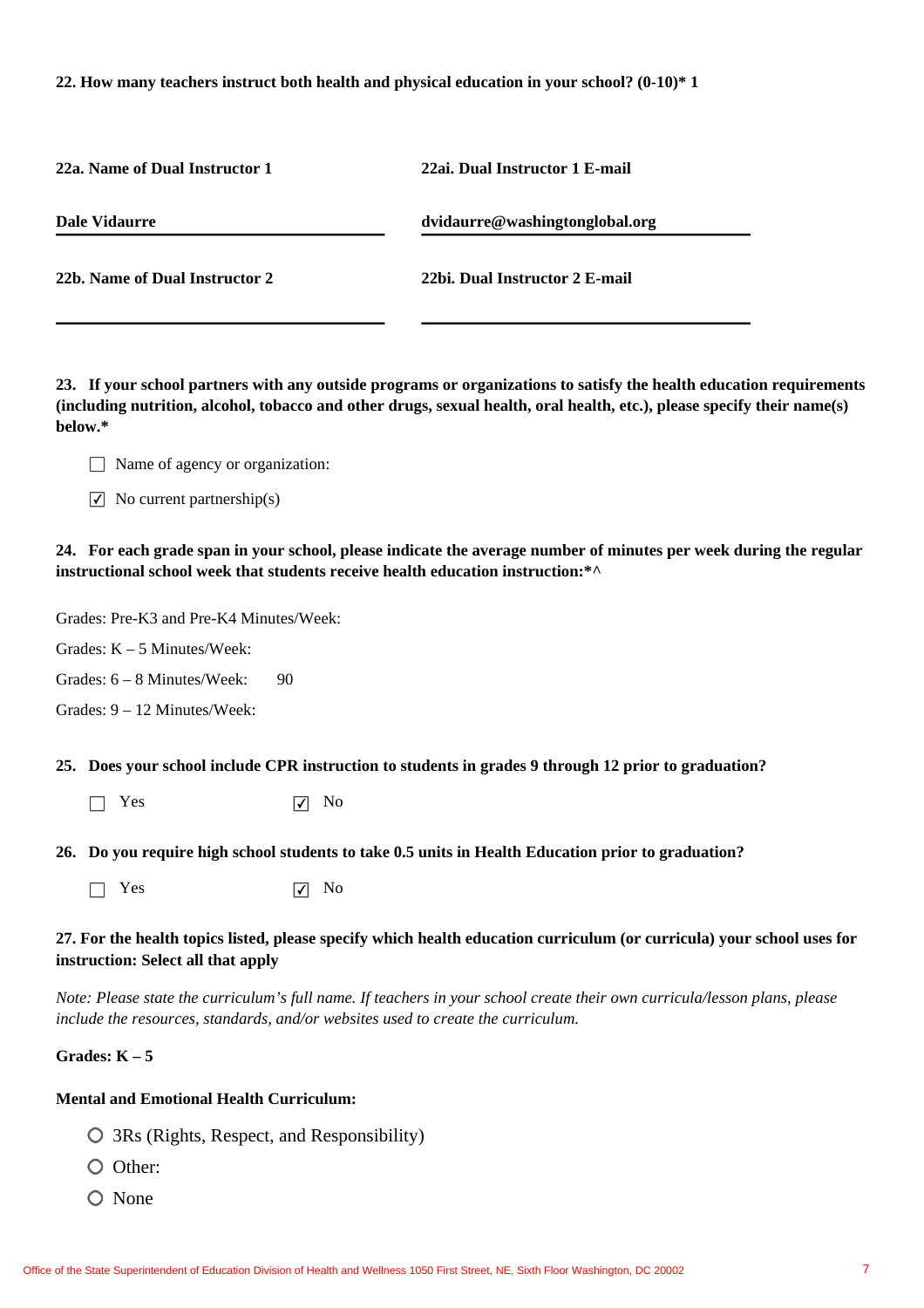**22. How many teachers instruct both health and physical education in your school? (0-10)* 1**

| **22a. Name of Dual Instructor 1** | **22ai. Dual Instructor 1 E-mail** |
|---|---|
| **Dale Vidaurre** | **dvidaurre@washingtonglobal.org** |
| **22b. Name of Dual Instructor 2** | **22bi. Dual Instructor 2 E-mail** |
| | |

**23. If your school partners with any outside programs or organizations to satisfy the health education requirements (including nutrition, alcohol, tobacco and other drugs, sexual health, oral health, etc.), please specify their name(s) below.***

- ☐ Name of agency or organization:
- ☑ No current partnership(s)

**24. For each grade span in your school, please indicate the average number of minutes per week during the regular instructional school week that students receive health education instruction:*^**

Grades: Pre-K3 and Pre-K4 Minutes/Week:

Grades: K – 5 Minutes/Week:

Grades: 6 – 8 Minutes/Week: 90

Grades: 9 – 12 Minutes/Week:

**25. Does your school include CPR instruction to students in grades 9 through 12 prior to graduation?**

☐ Yes ☑ No

**26. Do you require high school students to take 0.5 units in Health Education prior to graduation?**

☐ Yes ☑ No

**27. For the health topics listed, please specify which health education curriculum (or curricula) your school uses for instruction: Select all that apply**

*Note: Please state the curriculum's full name. If teachers in your school create their own curricula/lesson plans, please include the resources, standards, and/or websites used to create the curriculum.*

**Grades: K – 5**

**Mental and Emotional Health Curriculum:**

- ○ 3Rs (Rights, Respect, and Responsibility)
- ○ Other:
- ○ None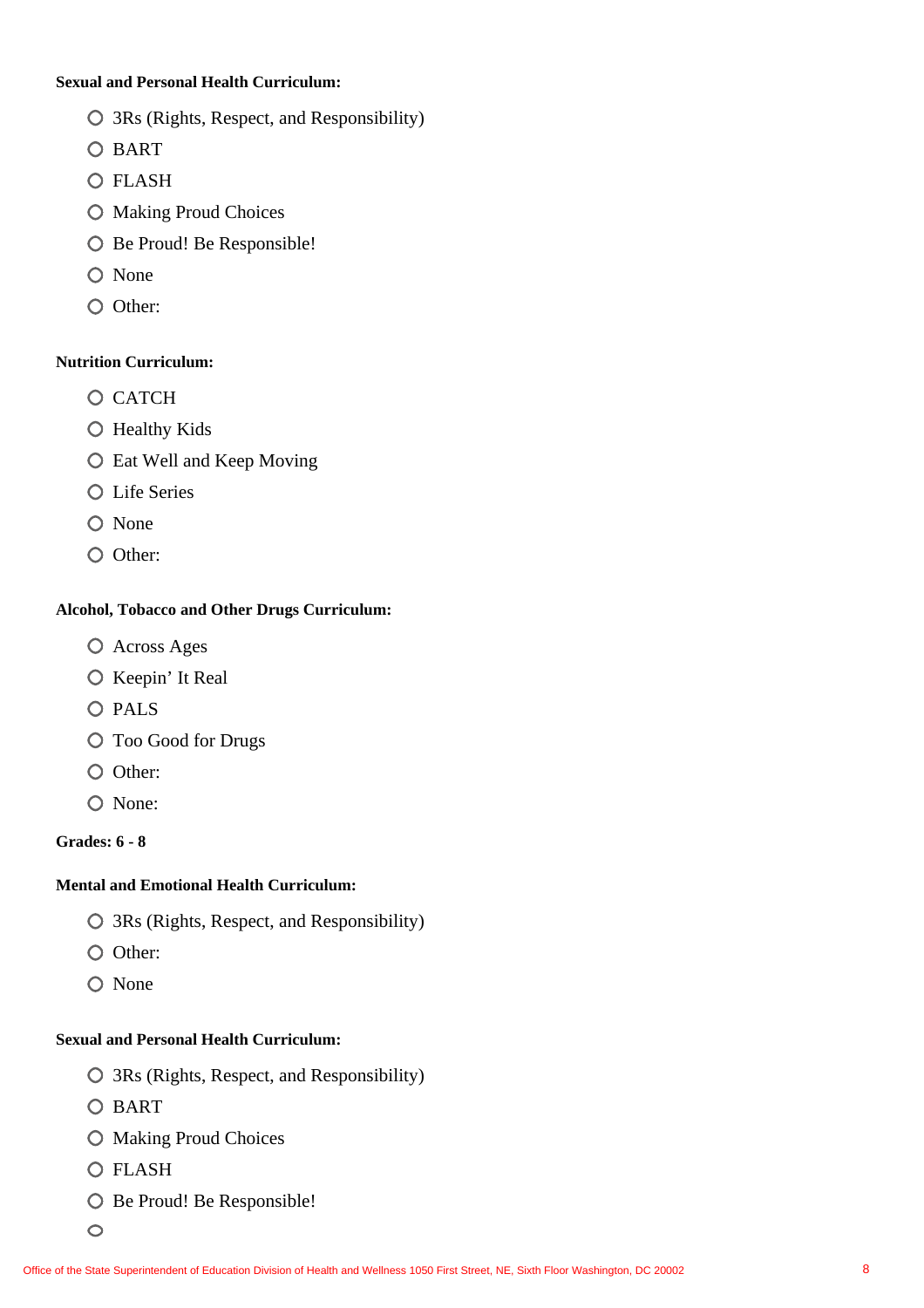**Sexual and Personal Health Curriculum:**

- ○ 3Rs (Rights, Respect, and Responsibility)
- ○ BART
- ○ FLASH
- ○ Making Proud Choices
- ○ Be Proud! Be Responsible!
- ○ None
- ○ Other:

**Nutrition Curriculum:**

- ○ CATCH
- ○ Healthy Kids
- ○ Eat Well and Keep Moving
- ○ Life Series
- ○ None
- ○ Other:

**Alcohol, Tobacco and Other Drugs Curriculum:**

- ○ Across Ages
- ○ Keepin' It Real
- ○ PALS
- ○ Too Good for Drugs
- ○ Other:
- ○ None:

**Grades: 6 - 8**

**Mental and Emotional Health Curriculum:**

- ○ 3Rs (Rights, Respect, and Responsibility)
- ○ Other:
- ○ None

**Sexual and Personal Health Curriculum:**

- ○ 3Rs (Rights, Respect, and Responsibility)
- ○ BART
- ○ Making Proud Choices
- ○ FLASH
- ○ Be Proud! Be Responsible!
- ○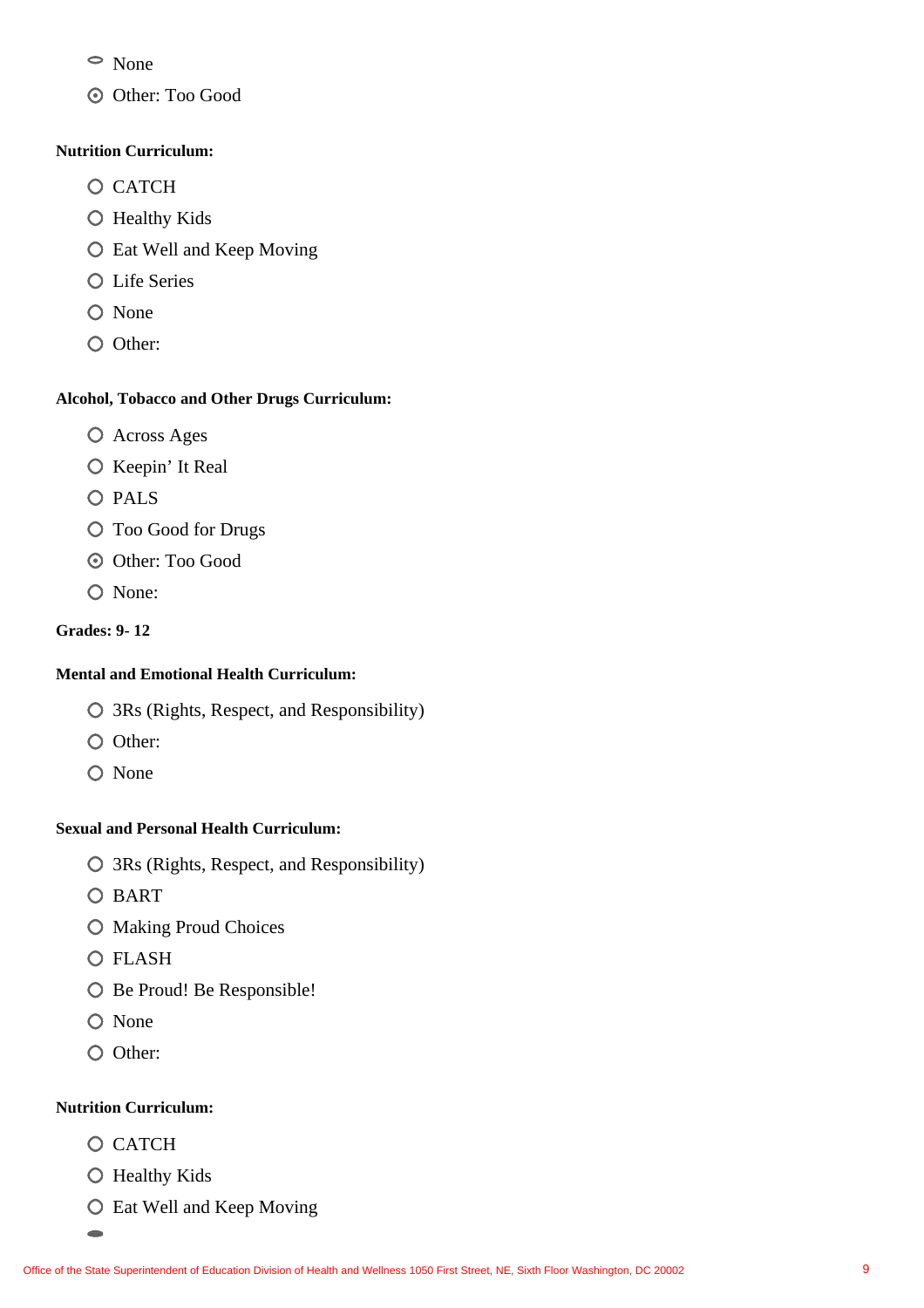- None
- ◉ Other: Too Good

**Nutrition Curriculum:**

- CATCH
- Healthy Kids
- Eat Well and Keep Moving
- Life Series
- None
- Other:

**Alcohol, Tobacco and Other Drugs Curriculum:**

- Across Ages
- Keepin' It Real
- PALS
- Too Good for Drugs
- ◉ Other: Too Good
- None:

**Grades: 9- 12**

**Mental and Emotional Health Curriculum:**

- 3Rs (Rights, Respect, and Responsibility)
- Other:
- None

**Sexual and Personal Health Curriculum:**

- 3Rs (Rights, Respect, and Responsibility)
- BART
- Making Proud Choices
- FLASH
- Be Proud! Be Responsible!
- None
- Other:

**Nutrition Curriculum:**

- CATCH
- Healthy Kids
- Eat Well and Keep Moving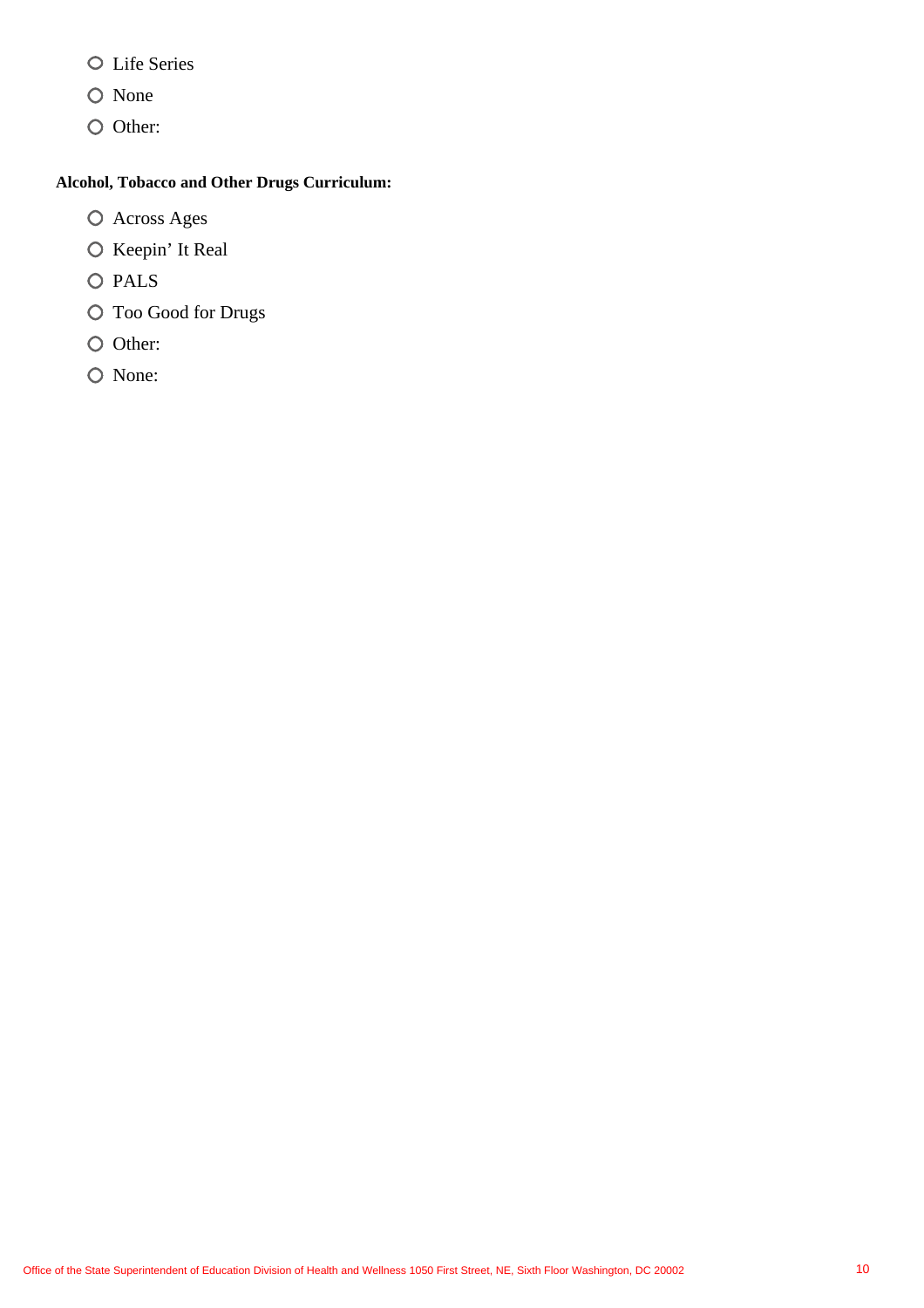- Life Series
- None
- Other:

**Alcohol, Tobacco and Other Drugs Curriculum:**

- Across Ages
- Keepin' It Real
- PALS
- Too Good for Drugs
- Other:
- None: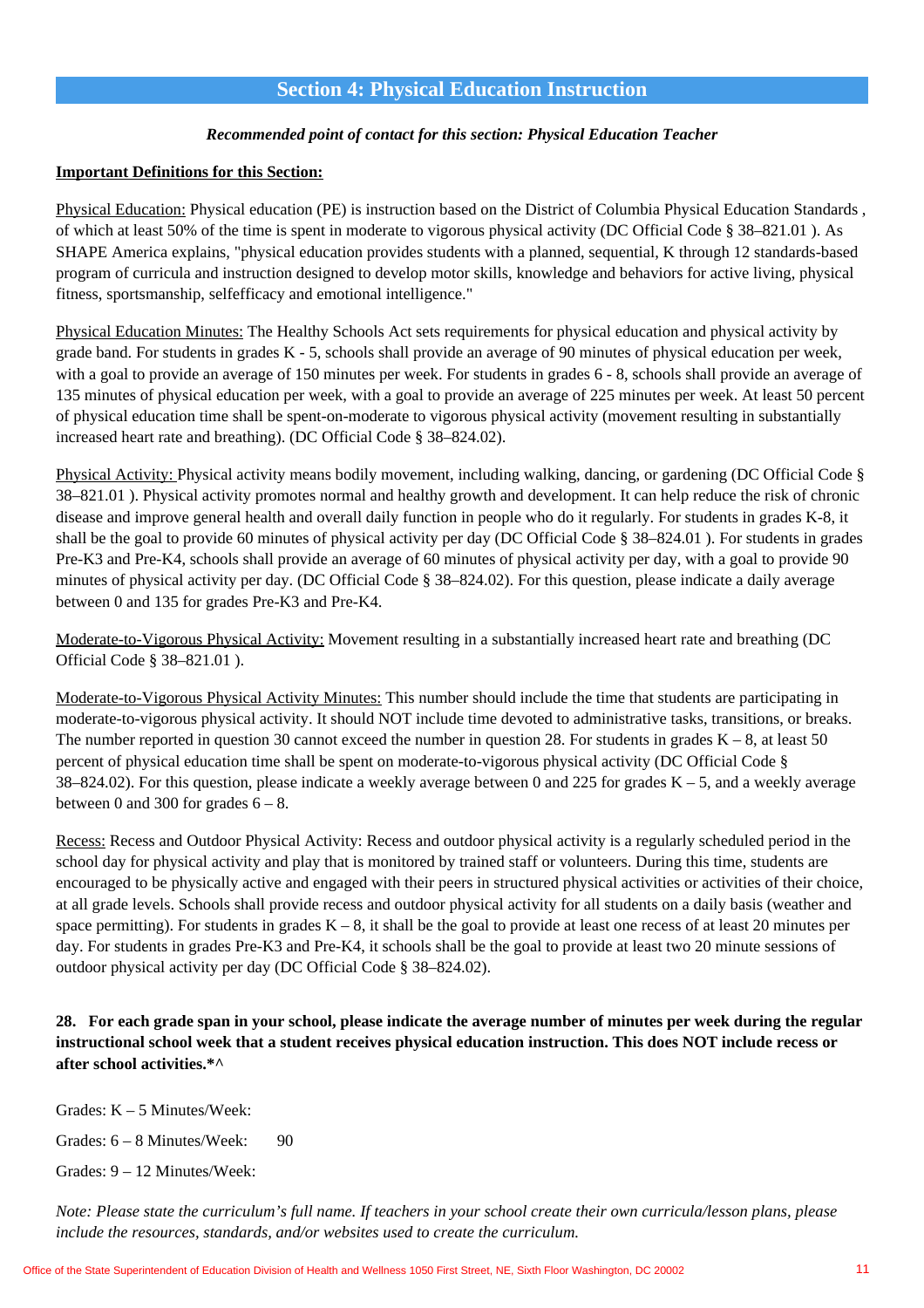## Section 4: Physical Education Instruction

***Recommended point of contact for this section: Physical Education Teacher***

**Important Definitions for this Section:**

Physical Education: Physical education (PE) is instruction based on the District of Columbia Physical Education Standards , of which at least 50% of the time is spent in moderate to vigorous physical activity (DC Official Code § 38–821.01 ). As SHAPE America explains, "physical education provides students with a planned, sequential, K through 12 standards-based program of curricula and instruction designed to develop motor skills, knowledge and behaviors for active living, physical fitness, sportsmanship, selfefficacy and emotional intelligence."

Physical Education Minutes: The Healthy Schools Act sets requirements for physical education and physical activity by grade band. For students in grades K - 5, schools shall provide an average of 90 minutes of physical education per week, with a goal to provide an average of 150 minutes per week. For students in grades 6 - 8, schools shall provide an average of 135 minutes of physical education per week, with a goal to provide an average of 225 minutes per week. At least 50 percent of physical education time shall be spent-on-moderate to vigorous physical activity (movement resulting in substantially increased heart rate and breathing). (DC Official Code § 38–824.02).

Physical Activity: Physical activity means bodily movement, including walking, dancing, or gardening (DC Official Code § 38–821.01 ). Physical activity promotes normal and healthy growth and development. It can help reduce the risk of chronic disease and improve general health and overall daily function in people who do it regularly. For students in grades K-8, it shall be the goal to provide 60 minutes of physical activity per day (DC Official Code § 38–824.01 ). For students in grades Pre-K3 and Pre-K4, schools shall provide an average of 60 minutes of physical activity per day, with a goal to provide 90 minutes of physical activity per day. (DC Official Code § 38–824.02). For this question, please indicate a daily average between 0 and 135 for grades Pre-K3 and Pre-K4.

Moderate-to-Vigorous Physical Activity: Movement resulting in a substantially increased heart rate and breathing (DC Official Code § 38–821.01 ).

Moderate-to-Vigorous Physical Activity Minutes: This number should include the time that students are participating in moderate-to-vigorous physical activity. It should NOT include time devoted to administrative tasks, transitions, or breaks. The number reported in question 30 cannot exceed the number in question 28. For students in grades K – 8, at least 50 percent of physical education time shall be spent on moderate-to-vigorous physical activity (DC Official Code § 38–824.02). For this question, please indicate a weekly average between 0 and 225 for grades K – 5, and a weekly average between 0 and 300 for grades 6 – 8.

Recess: Recess and Outdoor Physical Activity: Recess and outdoor physical activity is a regularly scheduled period in the school day for physical activity and play that is monitored by trained staff or volunteers. During this time, students are encouraged to be physically active and engaged with their peers in structured physical activities or activities of their choice, at all grade levels. Schools shall provide recess and outdoor physical activity for all students on a daily basis (weather and space permitting). For students in grades K – 8, it shall be the goal to provide at least one recess of at least 20 minutes per day. For students in grades Pre-K3 and Pre-K4, it schools shall be the goal to provide at least two 20 minute sessions of outdoor physical activity per day (DC Official Code § 38–824.02).

**28. For each grade span in your school, please indicate the average number of minutes per week during the regular instructional school week that a student receives physical education instruction. This does NOT include recess or after school activities.*^**

Grades: K – 5 Minutes/Week:

Grades: 6 – 8 Minutes/Week: 90

Grades: 9 – 12 Minutes/Week:

*Note: Please state the curriculum's full name. If teachers in your school create their own curricula/lesson plans, please include the resources, standards, and/or websites used to create the curriculum.*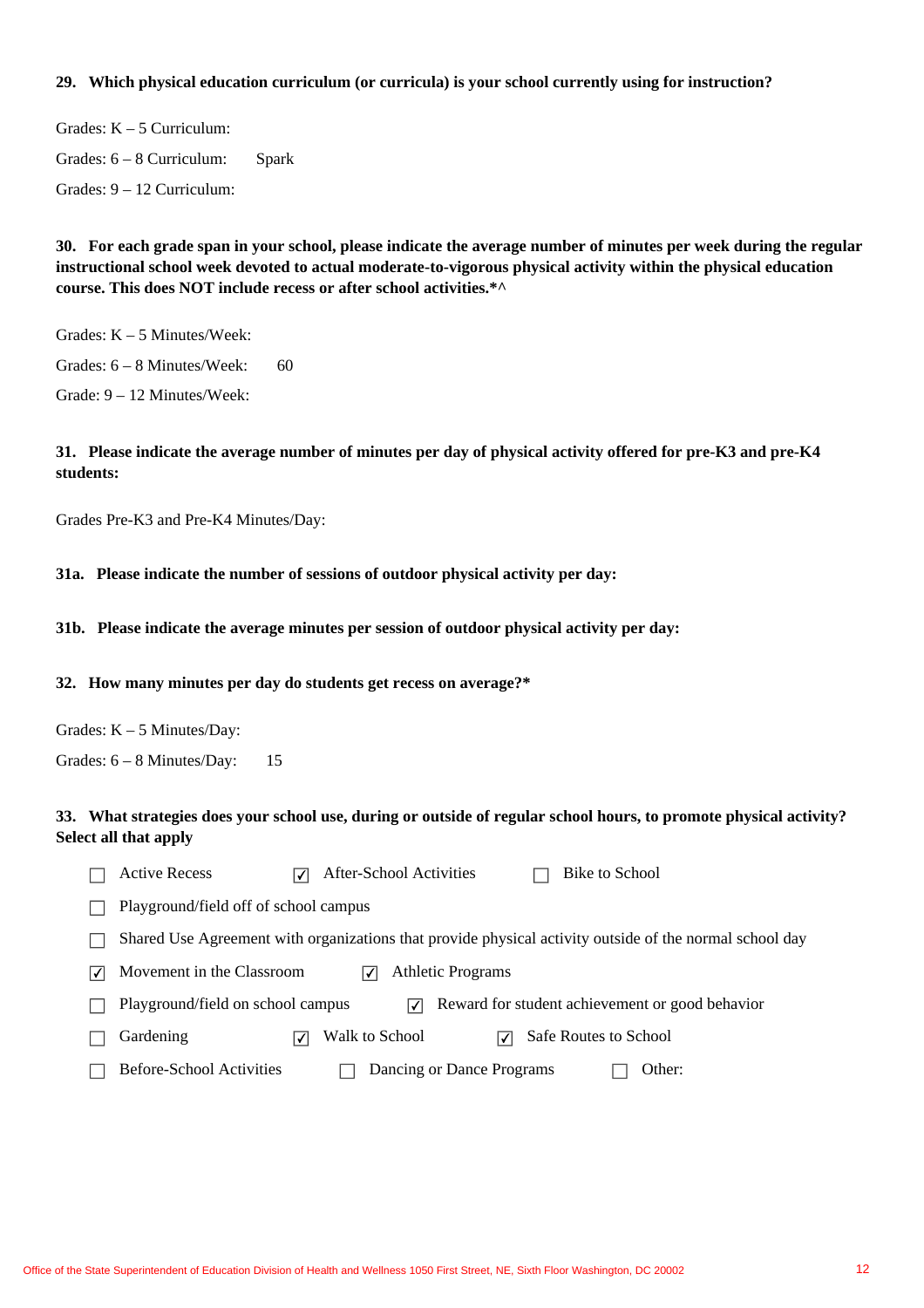**29. Which physical education curriculum (or curricula) is your school currently using for instruction?**

Grades: K – 5 Curriculum:

Grades: 6 – 8 Curriculum: Spark

Grades: 9 – 12 Curriculum:

**30. For each grade span in your school, please indicate the average number of minutes per week during the regular instructional school week devoted to actual moderate-to-vigorous physical activity within the physical education course. This does NOT include recess or after school activities.*^**

Grades: K – 5 Minutes/Week:

Grades: 6 – 8 Minutes/Week: 60

Grade: 9 – 12 Minutes/Week:

**31. Please indicate the average number of minutes per day of physical activity offered for pre-K3 and pre-K4 students:**

Grades Pre-K3 and Pre-K4 Minutes/Day:

**31a. Please indicate the number of sessions of outdoor physical activity per day:**

**31b. Please indicate the average minutes per session of outdoor physical activity per day:**

**32. How many minutes per day do students get recess on average?***

Grades: K – 5 Minutes/Day:

Grades: 6 – 8 Minutes/Day: 15

**33. What strategies does your school use, during or outside of regular school hours, to promote physical activity? Select all that apply**

- ☐ Active Recess
- ☑ After-School Activities
- ☐ Bike to School
- ☐ Playground/field off of school campus
- ☐ Shared Use Agreement with organizations that provide physical activity outside of the normal school day
- ☑ Movement in the Classroom
- ☑ Athletic Programs
- ☐ Playground/field on school campus
- ☑ Reward for student achievement or good behavior
- ☐ Gardening
- ☑ Walk to School
- ☑ Safe Routes to School
- ☐ Before-School Activities
- ☐ Dancing or Dance Programs
- ☐ Other: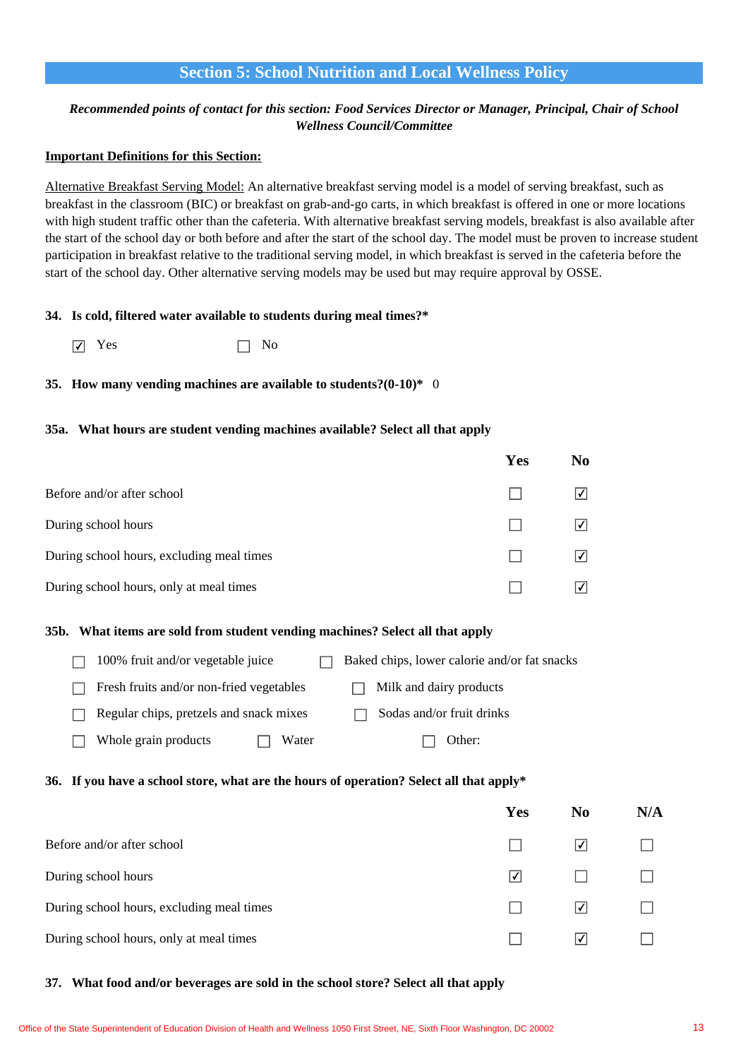## Section 5: School Nutrition and Local Wellness Policy

*Recommended points of contact for this section: Food Services Director or Manager, Principal, Chair of School Wellness Council/Committee*

**Important Definitions for this Section:**

Alternative Breakfast Serving Model: An alternative breakfast serving model is a model of serving breakfast, such as breakfast in the classroom (BIC) or breakfast on grab-and-go carts, in which breakfast is offered in one or more locations with high student traffic other than the cafeteria. With alternative breakfast serving models, breakfast is also available after the start of the school day or both before and after the start of the school day. The model must be proven to increase student participation in breakfast relative to the traditional serving model, in which breakfast is served in the cafeteria before the start of the school day. Other alternative serving models may be used but may require approval by OSSE.

**34. Is cold, filtered water available to students during meal times?***

☑ Yes ☐ No

**35. How many vending machines are available to students?(0-10)*** 0

**35a. What hours are student vending machines available? Select all that apply**

| | Yes | No |
|---|---|---|
| Before and/or after school | ☐ | ☑ |
| During school hours | ☐ | ☑ |
| During school hours, excluding meal times | ☐ | ☑ |
| During school hours, only at meal times | ☐ | ☑ |

**35b. What items are sold from student vending machines? Select all that apply**

- ☐ 100% fruit and/or vegetable juice
- ☐ Baked chips, lower calorie and/or fat snacks
- ☐ Fresh fruits and/or non-fried vegetables
- ☐ Milk and dairy products
- ☐ Regular chips, pretzels and snack mixes
- ☐ Sodas and/or fruit drinks
- ☐ Whole grain products
- ☐ Water
- ☐ Other:

**36. If you have a school store, what are the hours of operation? Select all that apply***

| | Yes | No | N/A |
|---|---|---|---|
| Before and/or after school | ☐ | ☑ | ☐ |
| During school hours | ☑ | ☐ | ☐ |
| During school hours, excluding meal times | ☐ | ☑ | ☐ |
| During school hours, only at meal times | ☐ | ☑ | ☐ |

**37. What food and/or beverages are sold in the school store? Select all that apply**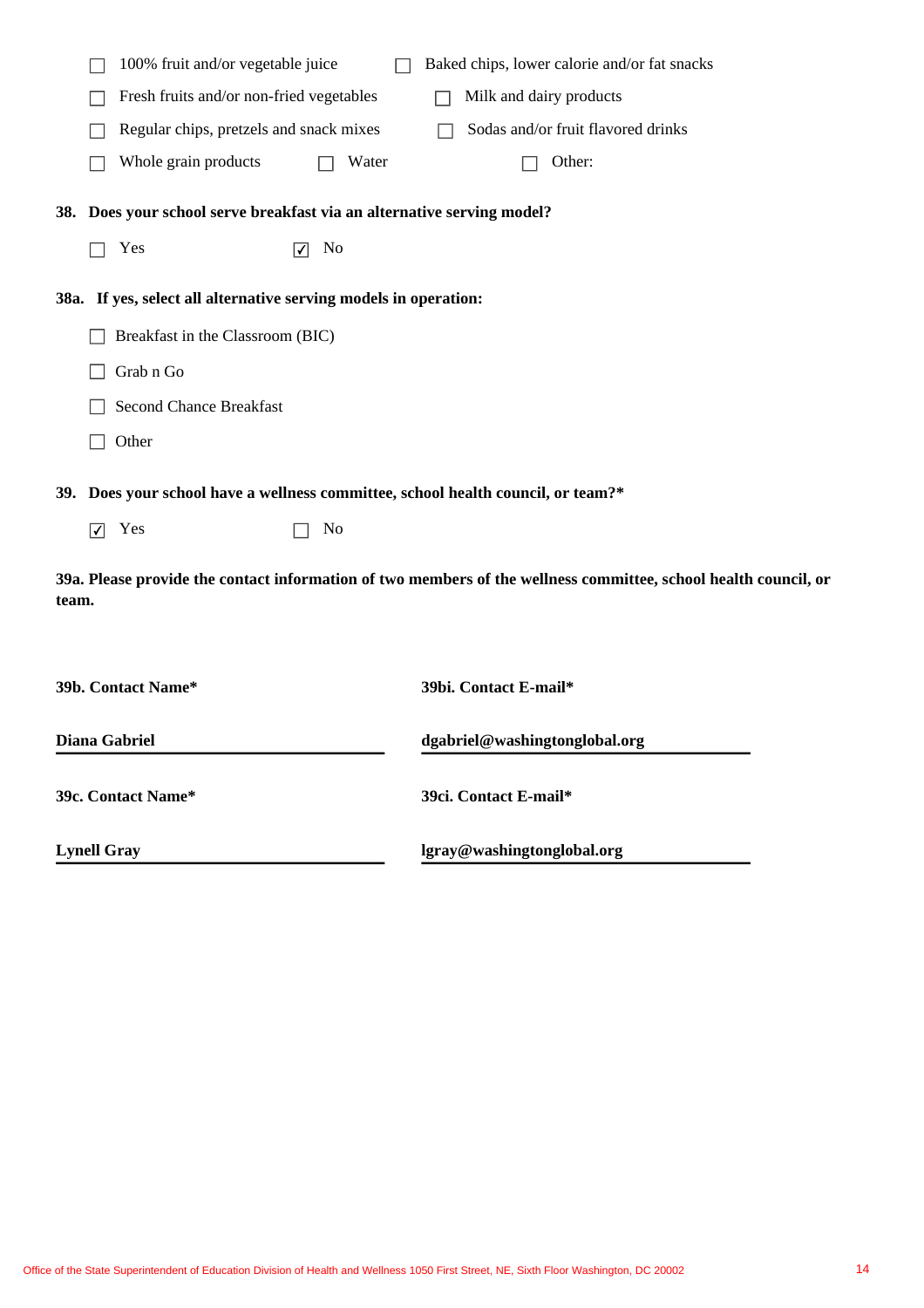- ☐ 100% fruit and/or vegetable juice
- ☐ Baked chips, lower calorie and/or fat snacks
- ☐ Fresh fruits and/or non-fried vegetables
- ☐ Milk and dairy products
- ☐ Regular chips, pretzels and snack mixes
- ☐ Sodas and/or fruit flavored drinks
- ☐ Whole grain products
- ☐ Water
- ☐ Other:

**38. Does your school serve breakfast via an alternative serving model?**

- ☐ Yes
- ☑ No

**38a. If yes, select all alternative serving models in operation:**

- ☐ Breakfast in the Classroom (BIC)
- ☐ Grab n Go
- ☐ Second Chance Breakfast
- ☐ Other

**39. Does your school have a wellness committee, school health council, or team?***

- ☑ Yes
- ☐ No

**39a. Please provide the contact information of two members of the wellness committee, school health council, or team.**

| 39b. Contact Name* | 39bi. Contact E-mail* |
|---|---|
| **Diana Gabriel** | **dgabriel@washingtonglobal.org** |

| 39c. Contact Name* | 39ci. Contact E-mail* |
|---|---|
| **Lynell Gray** | **lgray@washingtonglobal.org** |

Office of the State Superintendent of Education Division of Health and Wellness 1050 First Street, NE, Sixth Floor Washington, DC 20002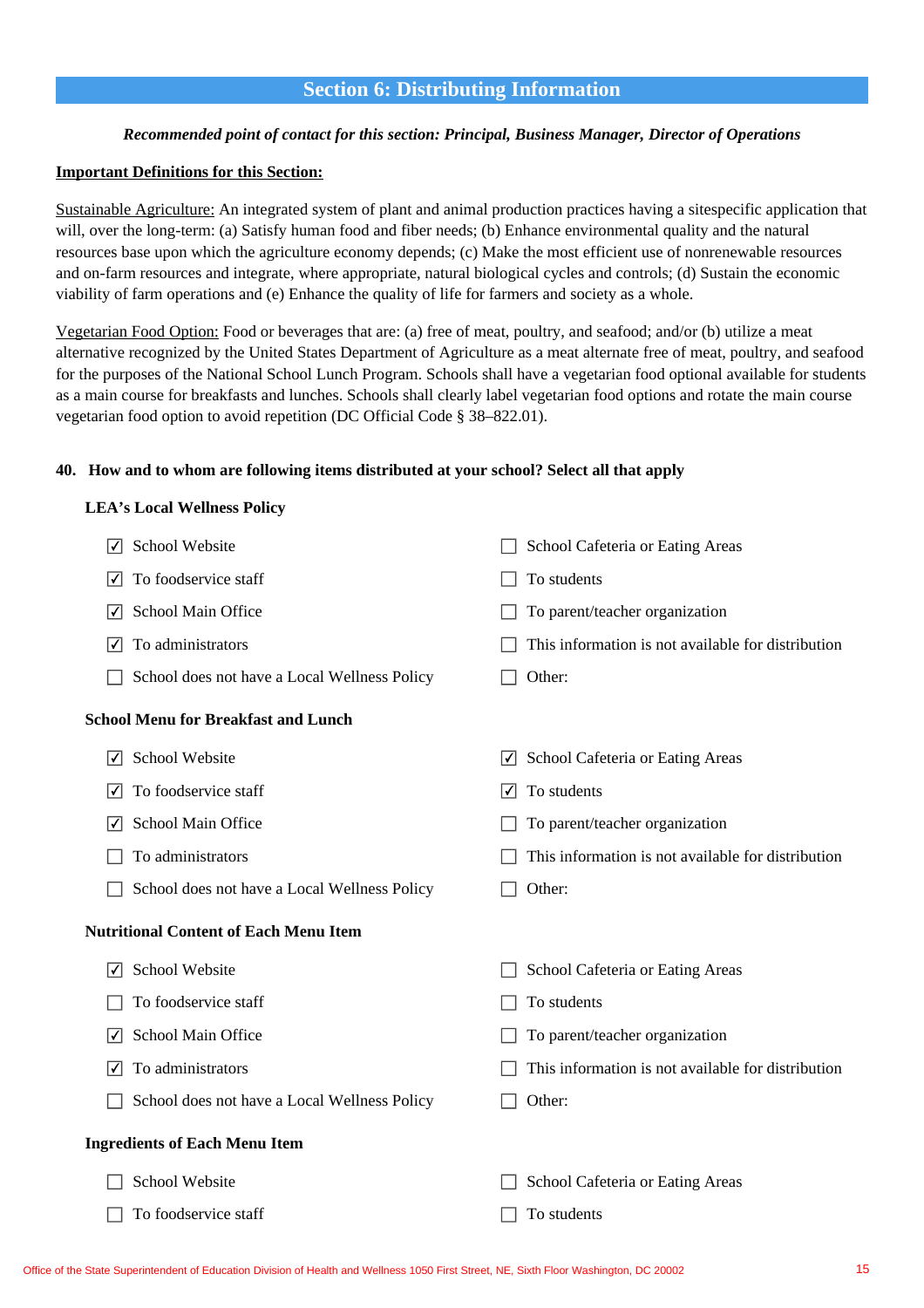## Section 6: Distributing Information

***Recommended point of contact for this section: Principal, Business Manager, Director of Operations***

**<u>Important Definitions for this Section:</u>**

<u>Sustainable Agriculture:</u> An integrated system of plant and animal production practices having a sitespecific application that will, over the long-term: (a) Satisfy human food and fiber needs; (b) Enhance environmental quality and the natural resources base upon which the agriculture economy depends; (c) Make the most efficient use of nonrenewable resources and on-farm resources and integrate, where appropriate, natural biological cycles and controls; (d) Sustain the economic viability of farm operations and (e) Enhance the quality of life for farmers and society as a whole.

<u>Vegetarian Food Option:</u> Food or beverages that are: (a) free of meat, poultry, and seafood; and/or (b) utilize a meat alternative recognized by the United States Department of Agriculture as a meat alternate free of meat, poultry, and seafood for the purposes of the National School Lunch Program. Schools shall have a vegetarian food optional available for students as a main course for breakfasts and lunches. Schools shall clearly label vegetarian food options and rotate the main course vegetarian food option to avoid repetition (DC Official Code § 38–822.01).

**40. How and to whom are following items distributed at your school? Select all that apply**

**LEA's Local Wellness Policy**

- [x] School Website
- [x] To foodservice staff
- [x] School Main Office
- [x] To administrators
- [ ] School does not have a Local Wellness Policy
- [ ] School Cafeteria or Eating Areas
- [ ] To students
- [ ] To parent/teacher organization
- [ ] This information is not available for distribution
- [ ] Other:

**School Menu for Breakfast and Lunch**

- [x] School Website
- [x] To foodservice staff
- [x] School Main Office
- [ ] To administrators
- [ ] School does not have a Local Wellness Policy
- [x] School Cafeteria or Eating Areas
- [x] To students
- [ ] To parent/teacher organization
- [ ] This information is not available for distribution
- [ ] Other:

**Nutritional Content of Each Menu Item**

- [x] School Website
- [ ] To foodservice staff
- [x] School Main Office
- [x] To administrators
- [ ] School does not have a Local Wellness Policy
- [ ] School Cafeteria or Eating Areas
- [ ] To students
- [ ] To parent/teacher organization
- [ ] This information is not available for distribution
- [ ] Other:

**Ingredients of Each Menu Item**

- [ ] School Website
- [ ] To foodservice staff
- [ ] School Cafeteria or Eating Areas
- [ ] To students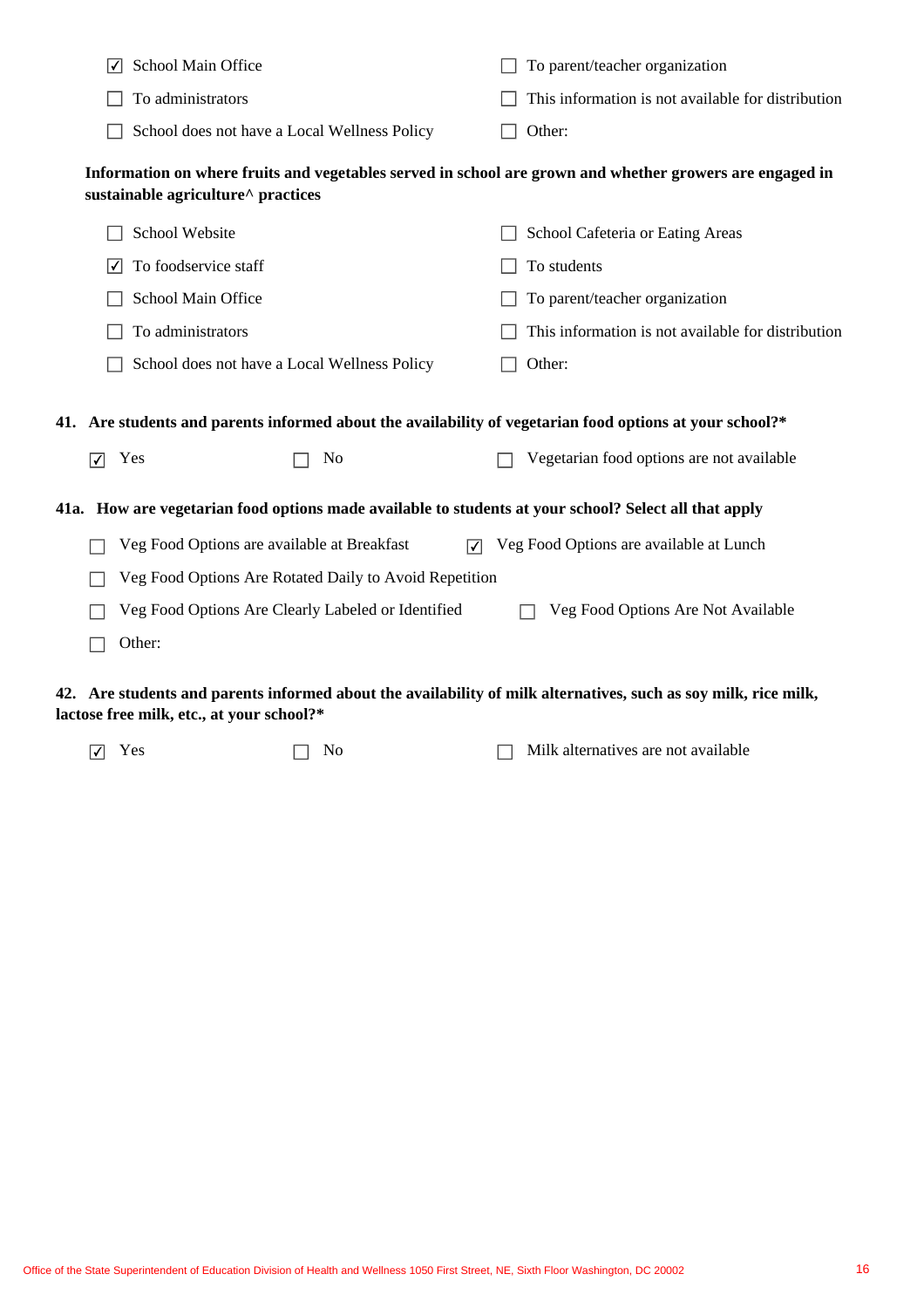- [x] School Main Office
- [ ] To administrators
- [ ] School does not have a Local Wellness Policy
- [ ] To parent/teacher organization
- [ ] This information is not available for distribution
- [ ] Other:

**Information on where fruits and vegetables served in school are grown and whether growers are engaged in sustainable agriculture^ practices**

- [ ] School Website
- [x] To foodservice staff
- [ ] School Main Office
- [ ] To administrators
- [ ] School does not have a Local Wellness Policy
- [ ] School Cafeteria or Eating Areas
- [ ] To students
- [ ] To parent/teacher organization
- [ ] This information is not available for distribution
- [ ] Other:

**41. Are students and parents informed about the availability of vegetarian food options at your school?***

- [x] Yes
- [ ] No
- [ ] Vegetarian food options are not available

**41a. How are vegetarian food options made available to students at your school? Select all that apply**

- [ ] Veg Food Options are available at Breakfast
- [x] Veg Food Options are available at Lunch
- [ ] Veg Food Options Are Rotated Daily to Avoid Repetition
- [ ] Veg Food Options Are Clearly Labeled or Identified
- [ ] Veg Food Options Are Not Available
- [ ] Other:

**42. Are students and parents informed about the availability of milk alternatives, such as soy milk, rice milk, lactose free milk, etc., at your school?***

- [x] Yes
- [ ] No
- [ ] Milk alternatives are not available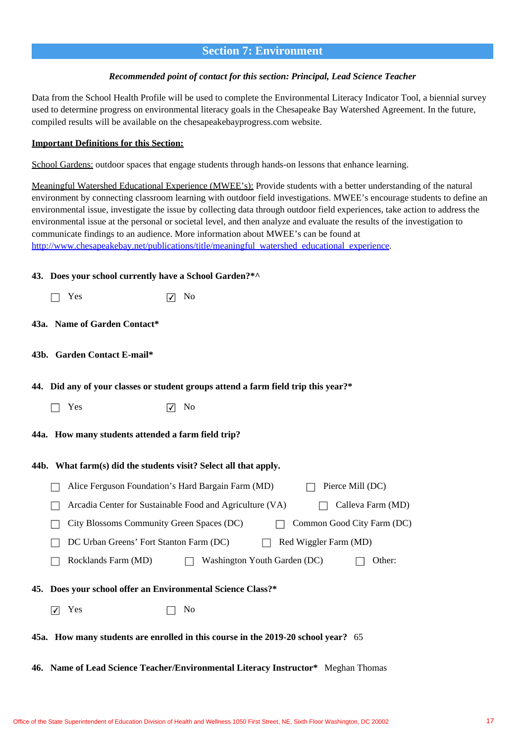## Section 7: Environment

***Recommended point of contact for this section: Principal, Lead Science Teacher***

Data from the School Health Profile will be used to complete the Environmental Literacy Indicator Tool, a biennial survey used to determine progress on environmental literacy goals in the Chesapeake Bay Watershed Agreement. In the future, compiled results will be available on the chesapeakebayprogress.com website.

**Important Definitions for this Section:**

School Gardens: outdoor spaces that engage students through hands-on lessons that enhance learning.

Meaningful Watershed Educational Experience (MWEE's): Provide students with a better understanding of the natural environment by connecting classroom learning with outdoor field investigations. MWEE's encourage students to define an environmental issue, investigate the issue by collecting data through outdoor field experiences, take action to address the environmental issue at the personal or societal level, and then analyze and evaluate the results of the investigation to communicate findings to an audience. More information about MWEE's can be found at [http://www.chesapeakebay.net/publications/title/meaningful_watershed_educational_experience](http://www.chesapeakebay.net/publications/title/meaningful_watershed_educational_experience).

**43. Does your school currently have a School Garden?*^**

- ☐ Yes
- ☑ No

**43a. Name of Garden Contact***

**43b. Garden Contact E-mail***

**44. Did any of your classes or student groups attend a farm field trip this year?***

- ☐ Yes
- ☑ No

**44a. How many students attended a farm field trip?**

**44b. What farm(s) did the students visit? Select all that apply.**

- ☐ Alice Ferguson Foundation's Hard Bargain Farm (MD)
- ☐ Pierce Mill (DC)
- ☐ Arcadia Center for Sustainable Food and Agriculture (VA)
- ☐ Calleva Farm (MD)
- ☐ City Blossoms Community Green Spaces (DC)
- ☐ Common Good City Farm (DC)
- ☐ DC Urban Greens' Fort Stanton Farm (DC)
- ☐ Red Wiggler Farm (MD)
- ☐ Rocklands Farm (MD)
- ☐ Washington Youth Garden (DC)
- ☐ Other:

**45. Does your school offer an Environmental Science Class?***

- ☑ Yes
- ☐ No

**45a. How many students are enrolled in this course in the 2019-20 school year?** 65

**46. Name of Lead Science Teacher/Environmental Literacy Instructor*** Meghan Thomas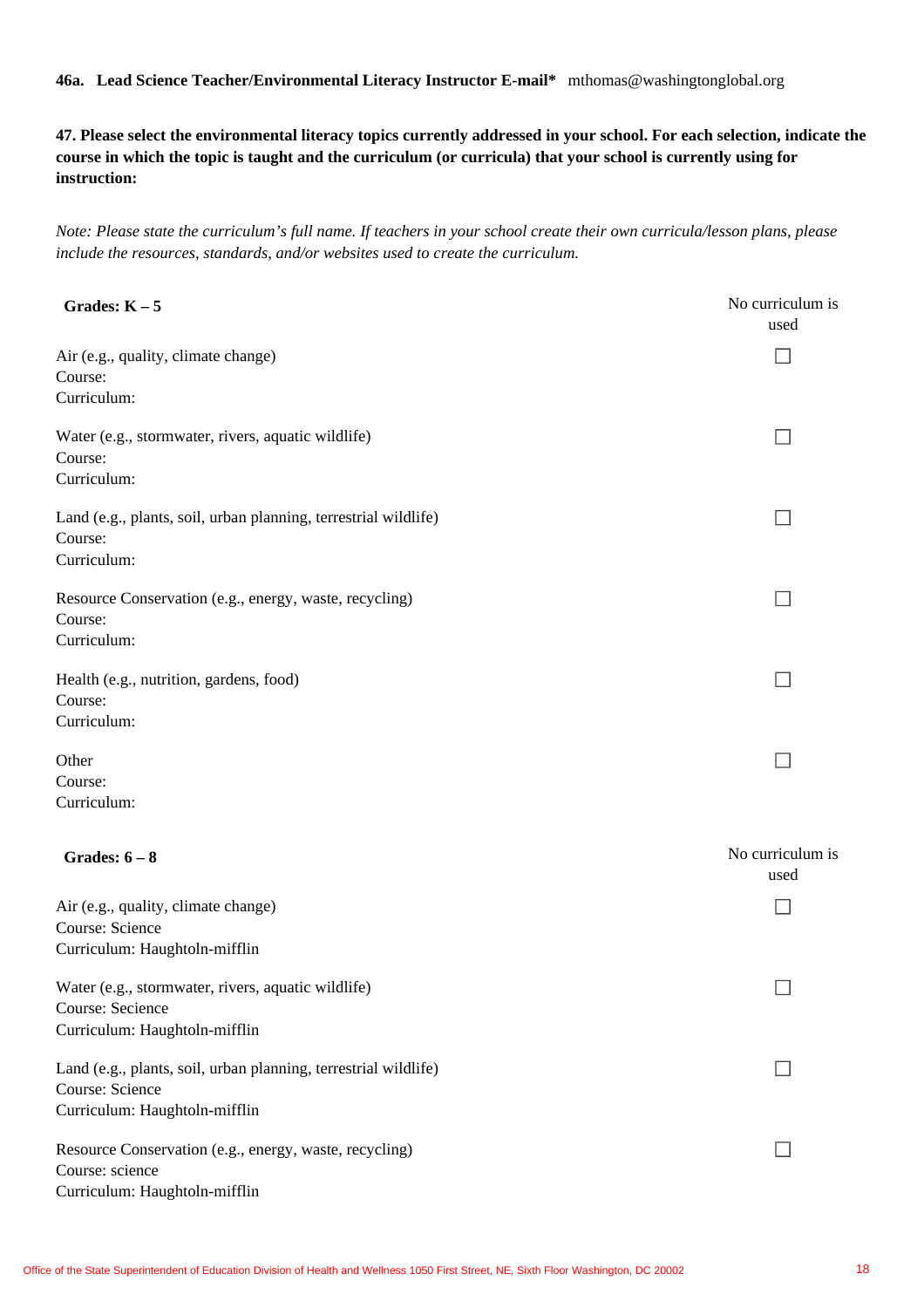**46a. Lead Science Teacher/Environmental Literacy Instructor E-mail*** mthomas@washingtonglobal.org

**47. Please select the environmental literacy topics currently addressed in your school. For each selection, indicate the course in which the topic is taught and the curriculum (or curricula) that your school is currently using for instruction:**

*Note: Please state the curriculum's full name. If teachers in your school create their own curricula/lesson plans, please include the resources, standards, and/or websites used to create the curriculum.*

| **Grades: K – 5** | No curriculum is used |
|---|---|
| Air (e.g., quality, climate change)<br>Course:<br>Curriculum: | ☐ |
| Water (e.g., stormwater, rivers, aquatic wildlife)<br>Course:<br>Curriculum: | ☐ |
| Land (e.g., plants, soil, urban planning, terrestrial wildlife)<br>Course:<br>Curriculum: | ☐ |
| Resource Conservation (e.g., energy, waste, recycling)<br>Course:<br>Curriculum: | ☐ |
| Health (e.g., nutrition, gardens, food)<br>Course:<br>Curriculum: | ☐ |
| Other<br>Course:<br>Curriculum: | ☐ |

| **Grades: 6 – 8** | No curriculum is used |
|---|---|
| Air (e.g., quality, climate change)<br>Course: Science<br>Curriculum: Haughtoln-mifflin | ☐ |
| Water (e.g., stormwater, rivers, aquatic wildlife)<br>Course: Secience<br>Curriculum: Haughtoln-mifflin | ☐ |
| Land (e.g., plants, soil, urban planning, terrestrial wildlife)<br>Course: Science<br>Curriculum: Haughtoln-mifflin | ☐ |
| Resource Conservation (e.g., energy, waste, recycling)<br>Course: science<br>Curriculum: Haughtoln-mifflin | ☐ |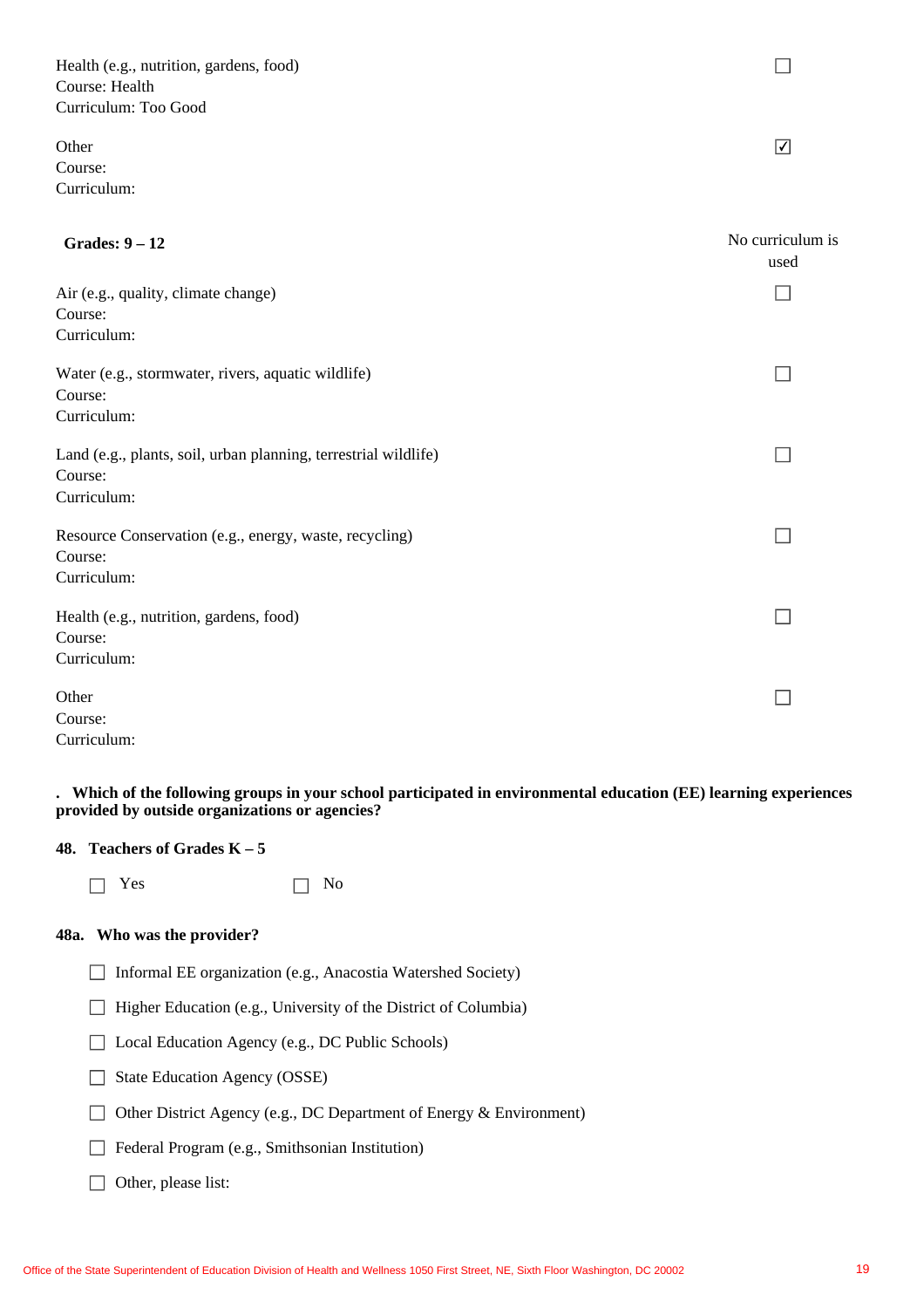Health (e.g., nutrition, gardens, food) ☐
Course: Health
Curriculum: Too Good

Other ☑
Course:
Curriculum:

**Grades: 9 – 12** — No curriculum is used

Air (e.g., quality, climate change) ☐
Course:
Curriculum:

Water (e.g., stormwater, rivers, aquatic wildlife) ☐
Course:
Curriculum:

Land (e.g., plants, soil, urban planning, terrestrial wildlife) ☐
Course:
Curriculum:

Resource Conservation (e.g., energy, waste, recycling) ☐
Course:
Curriculum:

Health (e.g., nutrition, gardens, food) ☐
Course:
Curriculum:

Other ☐
Course:
Curriculum:

**. Which of the following groups in your school participated in environmental education (EE) learning experiences provided by outside organizations or agencies?**

**48. Teachers of Grades K – 5**

☐ Yes ☐ No

**48a. Who was the provider?**

- ☐ Informal EE organization (e.g., Anacostia Watershed Society)
- ☐ Higher Education (e.g., University of the District of Columbia)
- ☐ Local Education Agency (e.g., DC Public Schools)
- ☐ State Education Agency (OSSE)
- ☐ Other District Agency (e.g., DC Department of Energy & Environment)
- ☐ Federal Program (e.g., Smithsonian Institution)
- ☐ Other, please list: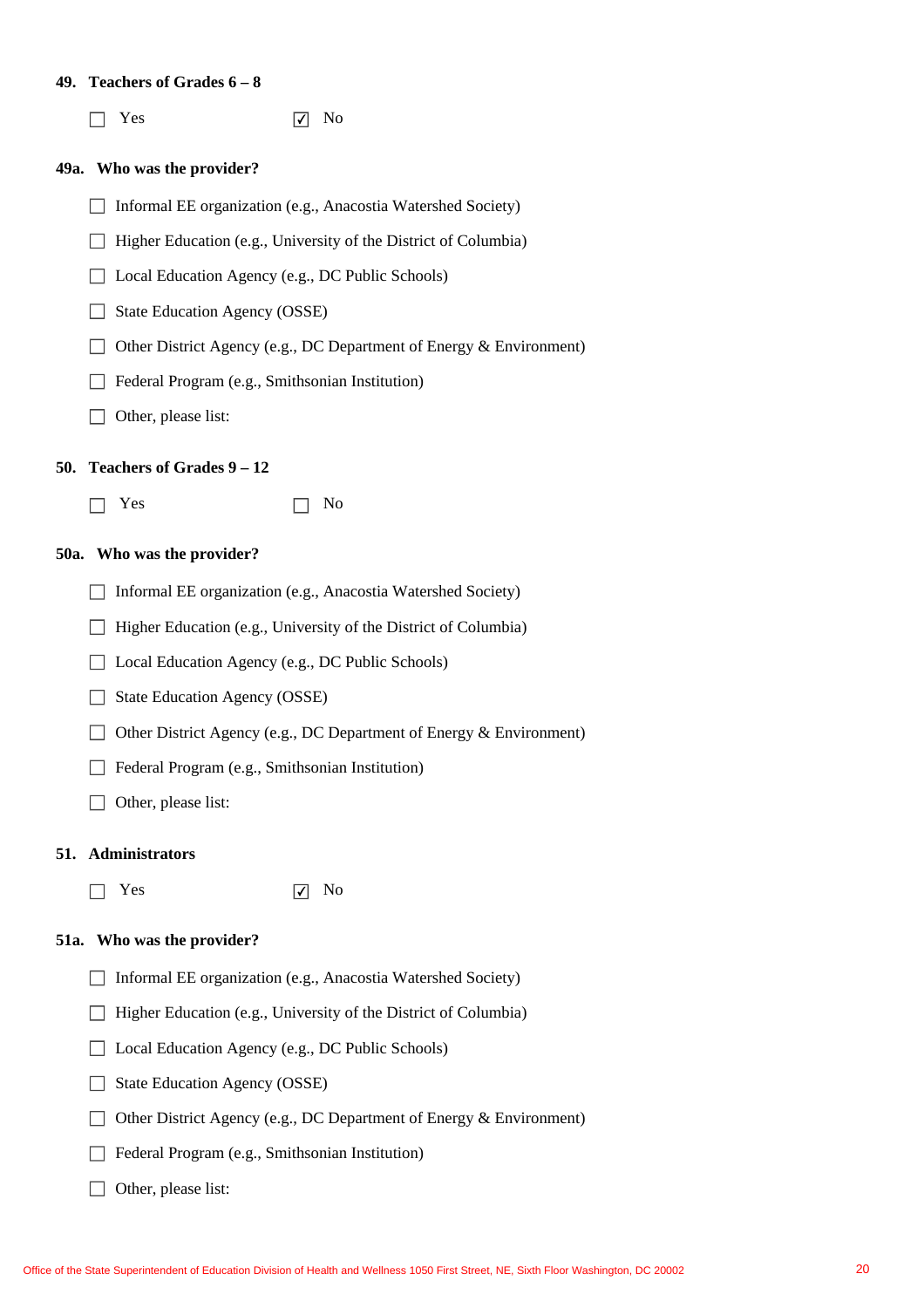**49. Teachers of Grades 6 – 8**

☐ Yes ☑ No

**49a. Who was the provider?**

- ☐ Informal EE organization (e.g., Anacostia Watershed Society)
- ☐ Higher Education (e.g., University of the District of Columbia)
- ☐ Local Education Agency (e.g., DC Public Schools)
- ☐ State Education Agency (OSSE)
- ☐ Other District Agency (e.g., DC Department of Energy & Environment)
- ☐ Federal Program (e.g., Smithsonian Institution)
- ☐ Other, please list:

**50. Teachers of Grades 9 – 12**

☐ Yes ☐ No

**50a. Who was the provider?**

- ☐ Informal EE organization (e.g., Anacostia Watershed Society)
- ☐ Higher Education (e.g., University of the District of Columbia)
- ☐ Local Education Agency (e.g., DC Public Schools)
- ☐ State Education Agency (OSSE)
- ☐ Other District Agency (e.g., DC Department of Energy & Environment)
- ☐ Federal Program (e.g., Smithsonian Institution)
- ☐ Other, please list:

**51. Administrators**

☐ Yes ☑ No

**51a. Who was the provider?**

- ☐ Informal EE organization (e.g., Anacostia Watershed Society)
- ☐ Higher Education (e.g., University of the District of Columbia)
- ☐ Local Education Agency (e.g., DC Public Schools)
- ☐ State Education Agency (OSSE)
- ☐ Other District Agency (e.g., DC Department of Energy & Environment)
- ☐ Federal Program (e.g., Smithsonian Institution)
- ☐ Other, please list: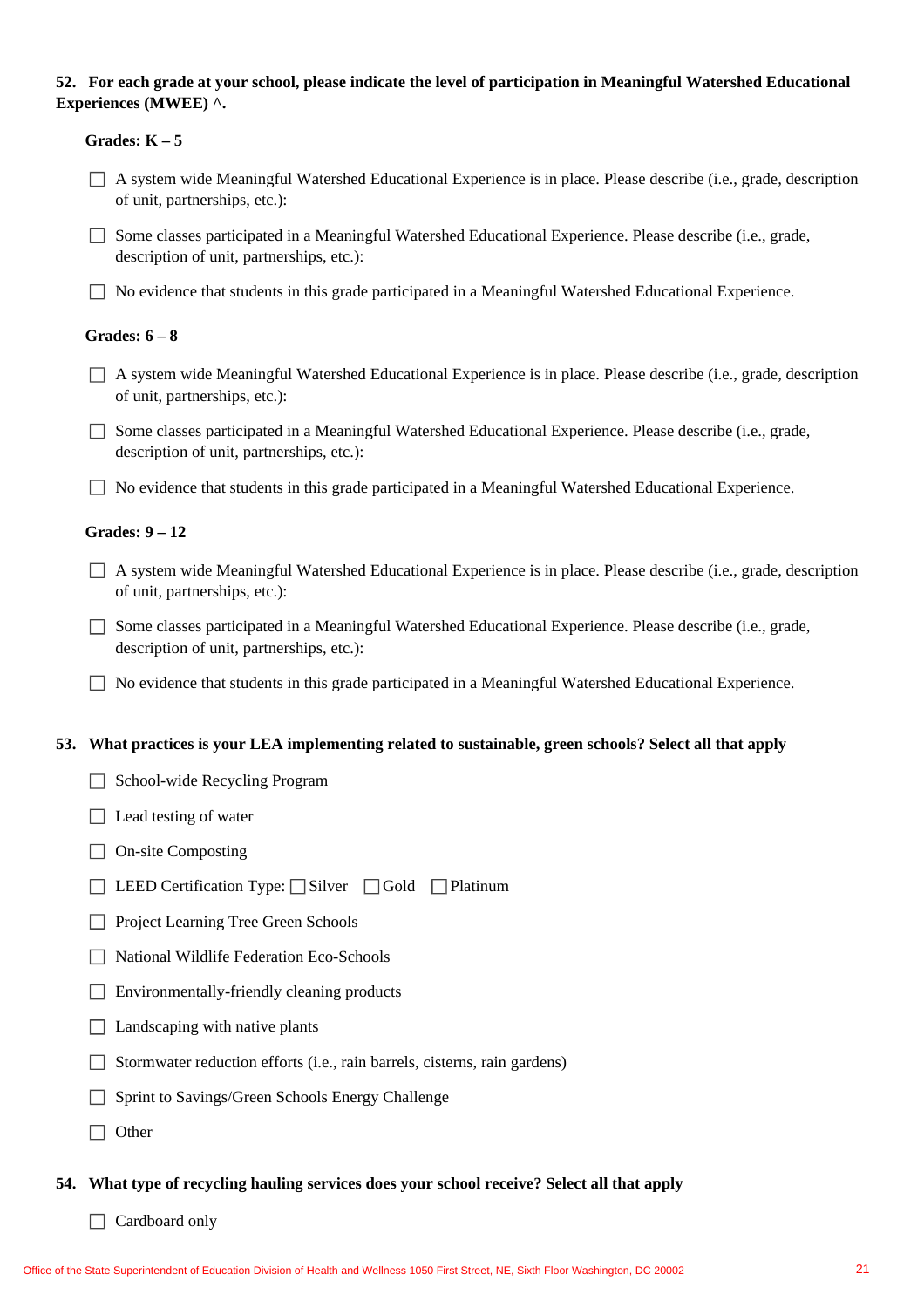**52. For each grade at your school, please indicate the level of participation in Meaningful Watershed Educational Experiences (MWEE) ^.**

**Grades: K – 5**

- ☐ A system wide Meaningful Watershed Educational Experience is in place. Please describe (i.e., grade, description of unit, partnerships, etc.):
- ☐ Some classes participated in a Meaningful Watershed Educational Experience. Please describe (i.e., grade, description of unit, partnerships, etc.):
- ☐ No evidence that students in this grade participated in a Meaningful Watershed Educational Experience.

**Grades: 6 – 8**

- ☐ A system wide Meaningful Watershed Educational Experience is in place. Please describe (i.e., grade, description of unit, partnerships, etc.):
- ☐ Some classes participated in a Meaningful Watershed Educational Experience. Please describe (i.e., grade, description of unit, partnerships, etc.):
- ☐ No evidence that students in this grade participated in a Meaningful Watershed Educational Experience.

**Grades: 9 – 12**

- ☐ A system wide Meaningful Watershed Educational Experience is in place. Please describe (i.e., grade, description of unit, partnerships, etc.):
- ☐ Some classes participated in a Meaningful Watershed Educational Experience. Please describe (i.e., grade, description of unit, partnerships, etc.):
- ☐ No evidence that students in this grade participated in a Meaningful Watershed Educational Experience.

**53. What practices is your LEA implementing related to sustainable, green schools? Select all that apply**

- ☐ School-wide Recycling Program
- ☐ Lead testing of water
- ☐ On-site Composting
- ☐ LEED Certification Type: ☐ Silver ☐ Gold ☐ Platinum
- ☐ Project Learning Tree Green Schools
- ☐ National Wildlife Federation Eco-Schools
- ☐ Environmentally-friendly cleaning products
- ☐ Landscaping with native plants
- ☐ Stormwater reduction efforts (i.e., rain barrels, cisterns, rain gardens)
- ☐ Sprint to Savings/Green Schools Energy Challenge
- ☐ Other

**54. What type of recycling hauling services does your school receive? Select all that apply**

- ☐ Cardboard only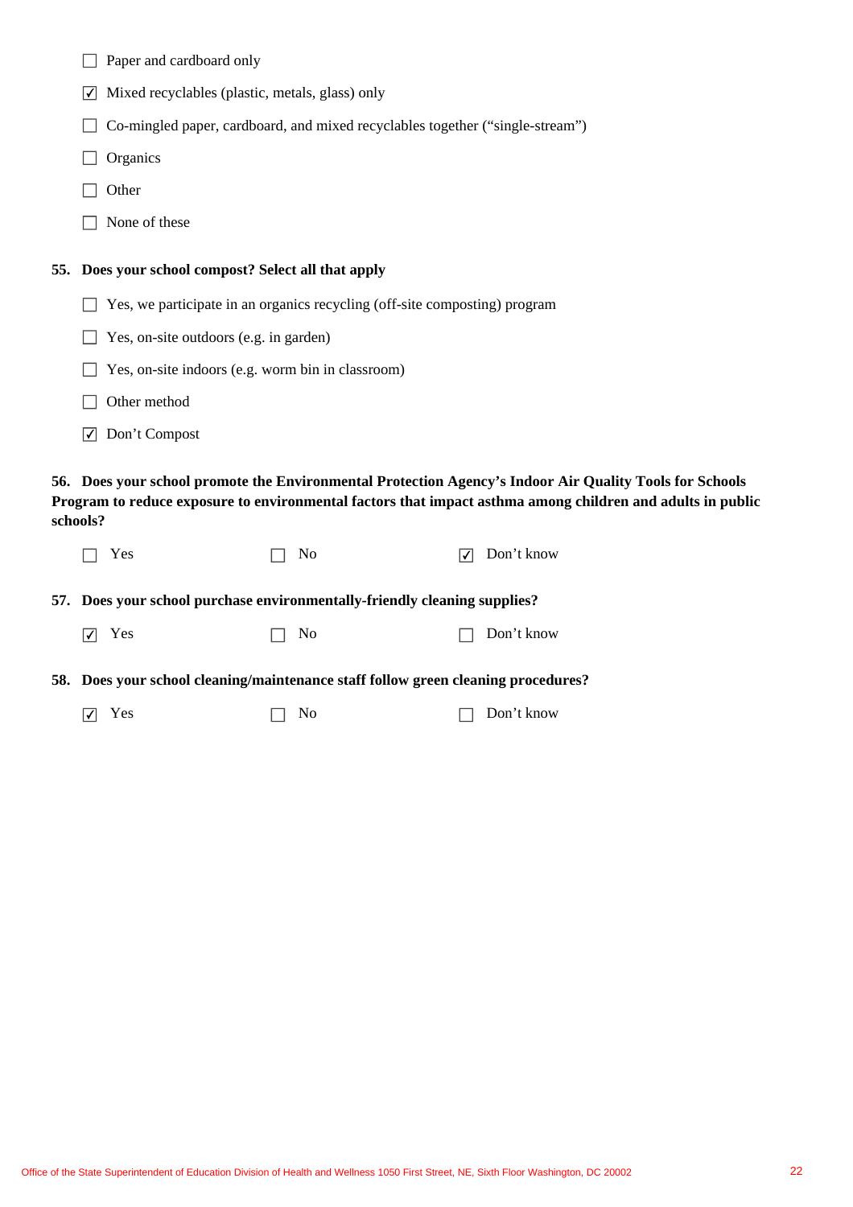- [ ] Paper and cardboard only
- [x] Mixed recyclables (plastic, metals, glass) only
- [ ] Co-mingled paper, cardboard, and mixed recyclables together ("single-stream")
- [ ] Organics
- [ ] Other
- [ ] None of these

**55. Does your school compost? Select all that apply**

- [ ] Yes, we participate in an organics recycling (off-site composting) program
- [ ] Yes, on-site outdoors (e.g. in garden)
- [ ] Yes, on-site indoors (e.g. worm bin in classroom)
- [ ] Other method
- [x] Don't Compost

**56. Does your school promote the Environmental Protection Agency's Indoor Air Quality Tools for Schools Program to reduce exposure to environmental factors that impact asthma among children and adults in public schools?**

- [ ] Yes
- [ ] No
- [x] Don't know

**57. Does your school purchase environmentally-friendly cleaning supplies?**

- [x] Yes
- [ ] No
- [ ] Don't know

**58. Does your school cleaning/maintenance staff follow green cleaning procedures?**

- [x] Yes
- [ ] No
- [ ] Don't know